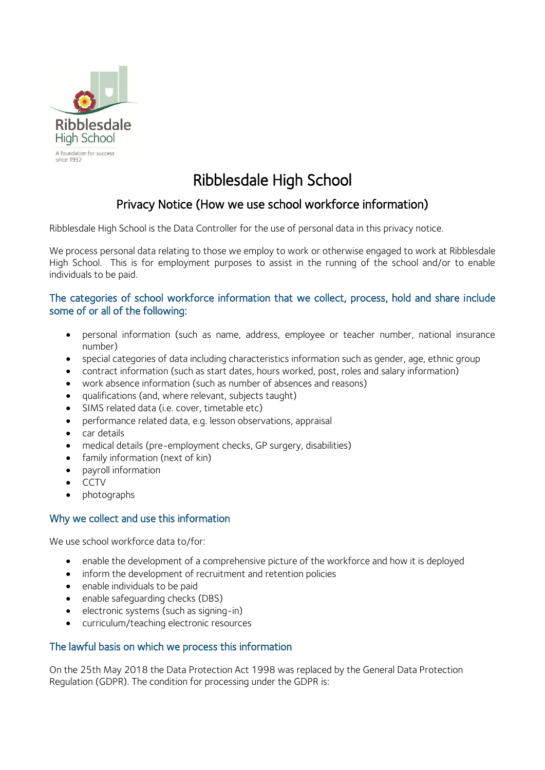Ribblesdale High School

A foundation for success since 1932

# Ribblesdale High School

## Privacy Notice (How we use school workforce information)

Ribblesdale High School is the Data Controller for the use of personal data in this privacy notice.

We process personal data relating to those we employ to work or otherwise engaged to work at Ribblesdale High School. This is for employment purposes to assist in the running of the school and/or to enable individuals to be paid.

### The categories of school workforce information that we collect, process, hold and share include some of or all of the following:

- personal information (such as name, address, employee or teacher number, national insurance number)
- special categories of data including characteristics information such as gender, age, ethnic group
- contract information (such as start dates, hours worked, post, roles and salary information)
- work absence information (such as number of absences and reasons)
- qualifications (and, where relevant, subjects taught)
- SIMS related data (i.e. cover, timetable etc)
- performance related data, e.g. lesson observations, appraisal
- car details
- medical details (pre-employment checks, GP surgery, disabilities)
- family information (next of kin)
- payroll information
- CCTV
- photographs

### Why we collect and use this information

We use school workforce data to/for:

- enable the development of a comprehensive picture of the workforce and how it is deployed
- inform the development of recruitment and retention policies
- enable individuals to be paid
- enable safeguarding checks (DBS)
- electronic systems (such as signing-in)
- curriculum/teaching electronic resources

### The lawful basis on which we process this information

On the 25th May 2018 the Data Protection Act 1998 was replaced by the General Data Protection Regulation (GDPR). The condition for processing under the GDPR is: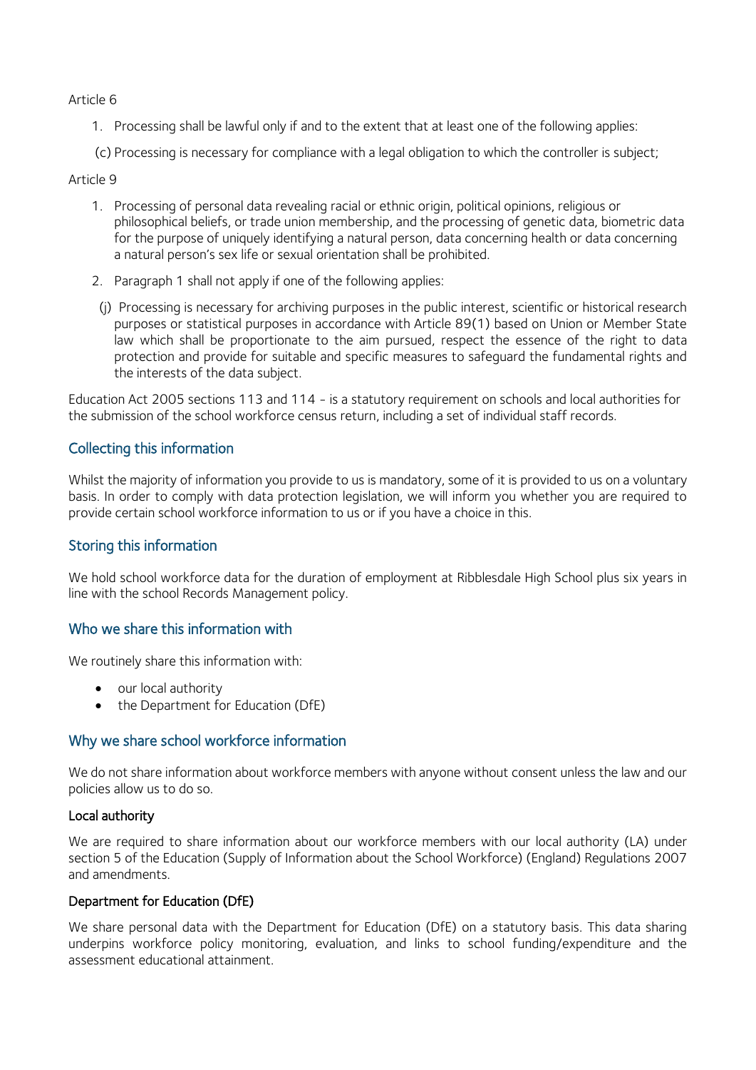Article 6

1. Processing shall be lawful only if and to the extent that at least one of the following applies:

(c) Processing is necessary for compliance with a legal obligation to which the controller is subject;

Article 9

1. Processing of personal data revealing racial or ethnic origin, political opinions, religious or philosophical beliefs, or trade union membership, and the processing of genetic data, biometric data for the purpose of uniquely identifying a natural person, data concerning health or data concerning a natural person's sex life or sexual orientation shall be prohibited.
2. Paragraph 1 shall not apply if one of the following applies:

(j) Processing is necessary for archiving purposes in the public interest, scientific or historical research purposes or statistical purposes in accordance with Article 89(1) based on Union or Member State law which shall be proportionate to the aim pursued, respect the essence of the right to data protection and provide for suitable and specific measures to safeguard the fundamental rights and the interests of the data subject.

Education Act 2005 sections 113 and 114 - is a statutory requirement on schools and local authorities for the submission of the school workforce census return, including a set of individual staff records.

## Collecting this information

Whilst the majority of information you provide to us is mandatory, some of it is provided to us on a voluntary basis. In order to comply with data protection legislation, we will inform you whether you are required to provide certain school workforce information to us or if you have a choice in this.

## Storing this information

We hold school workforce data for the duration of employment at Ribblesdale High School plus six years in line with the school Records Management policy.

## Who we share this information with

We routinely share this information with:

- our local authority
- the Department for Education (DfE)

## Why we share school workforce information

We do not share information about workforce members with anyone without consent unless the law and our policies allow us to do so.

### Local authority

We are required to share information about our workforce members with our local authority (LA) under section 5 of the Education (Supply of Information about the School Workforce) (England) Regulations 2007 and amendments.

### Department for Education (DfE)

We share personal data with the Department for Education (DfE) on a statutory basis. This data sharing underpins workforce policy monitoring, evaluation, and links to school funding/expenditure and the assessment educational attainment.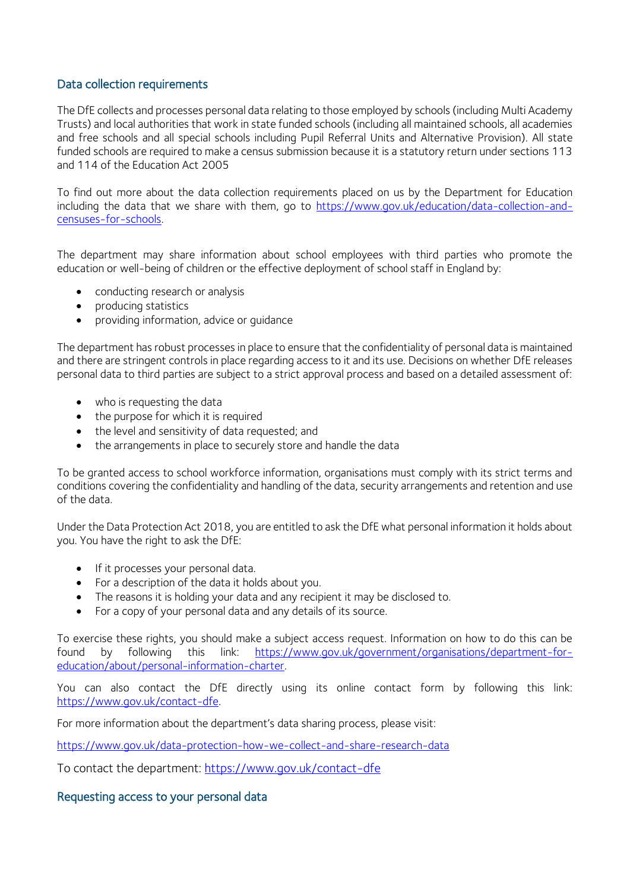## Data collection requirements

The DfE collects and processes personal data relating to those employed by schools (including Multi Academy Trusts) and local authorities that work in state funded schools (including all maintained schools, all academies and free schools and all special schools including Pupil Referral Units and Alternative Provision). All state funded schools are required to make a census submission because it is a statutory return under sections 113 and 114 of the Education Act 2005

To find out more about the data collection requirements placed on us by the Department for Education including the data that we share with them, go to https://www.gov.uk/education/data-collection-and-censuses-for-schools.

The department may share information about school employees with third parties who promote the education or well-being of children or the effective deployment of school staff in England by:

- conducting research or analysis
- producing statistics
- providing information, advice or guidance

The department has robust processes in place to ensure that the confidentiality of personal data is maintained and there are stringent controls in place regarding access to it and its use. Decisions on whether DfE releases personal data to third parties are subject to a strict approval process and based on a detailed assessment of:

- who is requesting the data
- the purpose for which it is required
- the level and sensitivity of data requested; and
- the arrangements in place to securely store and handle the data

To be granted access to school workforce information, organisations must comply with its strict terms and conditions covering the confidentiality and handling of the data, security arrangements and retention and use of the data.

Under the Data Protection Act 2018, you are entitled to ask the DfE what personal information it holds about you. You have the right to ask the DfE:

- If it processes your personal data.
- For a description of the data it holds about you.
- The reasons it is holding your data and any recipient it may be disclosed to.
- For a copy of your personal data and any details of its source.

To exercise these rights, you should make a subject access request. Information on how to do this can be found by following this link: https://www.gov.uk/government/organisations/department-for-education/about/personal-information-charter.

You can also contact the DfE directly using its online contact form by following this link: https://www.gov.uk/contact-dfe.

For more information about the department's data sharing process, please visit:

https://www.gov.uk/data-protection-how-we-collect-and-share-research-data

To contact the department: https://www.gov.uk/contact-dfe

## Requesting access to your personal data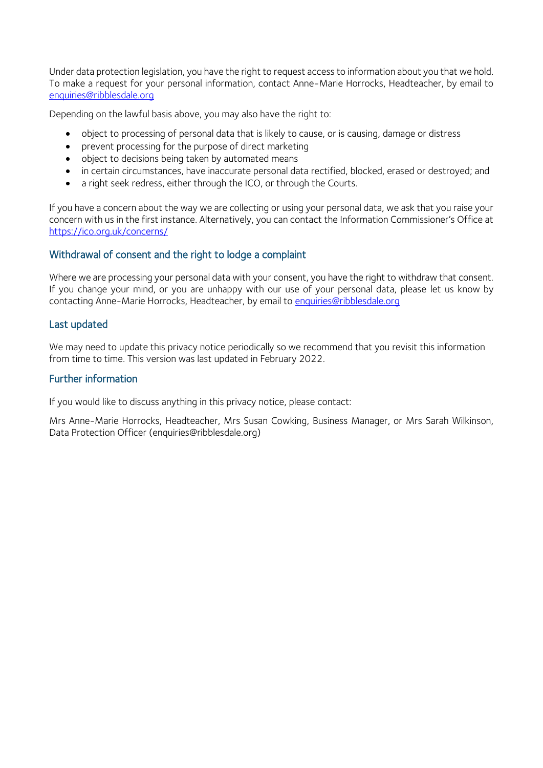Under data protection legislation, you have the right to request access to information about you that we hold. To make a request for your personal information, contact Anne-Marie Horrocks, Headteacher, by email to enquiries@ribblesdale.org

Depending on the lawful basis above, you may also have the right to:

- object to processing of personal data that is likely to cause, or is causing, damage or distress
- prevent processing for the purpose of direct marketing
- object to decisions being taken by automated means
- in certain circumstances, have inaccurate personal data rectified, blocked, erased or destroyed; and
- a right seek redress, either through the ICO, or through the Courts.

If you have a concern about the way we are collecting or using your personal data, we ask that you raise your concern with us in the first instance. Alternatively, you can contact the Information Commissioner's Office at https://ico.org.uk/concerns/

## Withdrawal of consent and the right to lodge a complaint

Where we are processing your personal data with your consent, you have the right to withdraw that consent. If you change your mind, or you are unhappy with our use of your personal data, please let us know by contacting Anne-Marie Horrocks, Headteacher, by email to enquiries@ribblesdale.org

## Last updated

We may need to update this privacy notice periodically so we recommend that you revisit this information from time to time. This version was last updated in February 2022.

## Further information

If you would like to discuss anything in this privacy notice, please contact:

Mrs Anne-Marie Horrocks, Headteacher, Mrs Susan Cowking, Business Manager, or Mrs Sarah Wilkinson, Data Protection Officer (enquiries@ribblesdale.org)